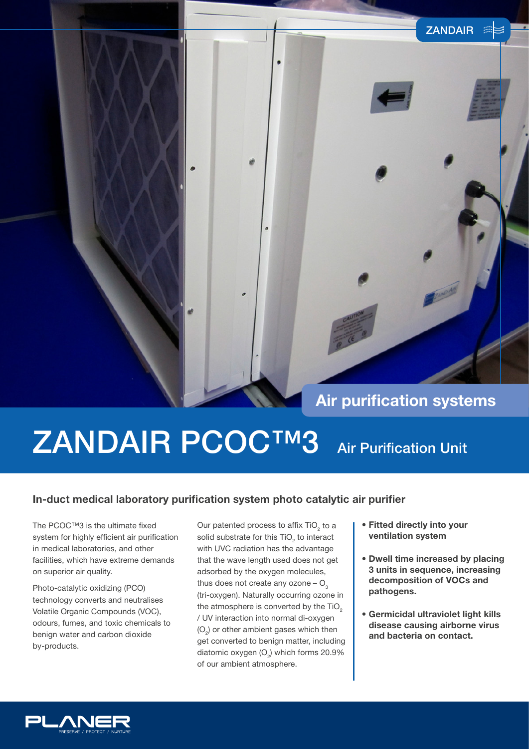ZANDAIR

## Air purification systems

# ZANDAIR PCOC™3 Air Purification Unit

### In-duct medical laboratory purification system photo catalytic air purifier

The PCOC™3 is the ultimate fixed system for highly efficient air purification in medical laboratories, and other facilities, which have extreme demands on superior air quality.

Photo-catalytic oxidizing (PCO) technology converts and neutralises Volatile Organic Compounds (VOC), odours, fumes, and toxic chemicals to benign water and carbon dioxide by-products.

Our patented process to affix $TiO_2$ to a solid substrate for this $TiO_2$ to interact with UVC radiation has the advantage that the wave length used does not get adsorbed by the oxygen molecules, thus does not create any ozone – $O_3$ (tri-oxygen). Naturally occurring ozone in the atmosphere is converted by the $TiO_2$ / UV interaction into normal di-oxygen ($O_2$) or other ambient gases which then get converted to benign matter, including diatomic oxygen ($O_2$) which forms 20.9% of our ambient atmosphere.

- **Fitted directly into your ventilation system**
- **Dwell time increased by placing 3 units in sequence, increasing decomposition of VOCs and pathogens.**
- **Germicidal ultraviolet light kills disease causing airborne virus and bacteria on contact.**

PLANER
PRESERVE / PROTECT / NURTURE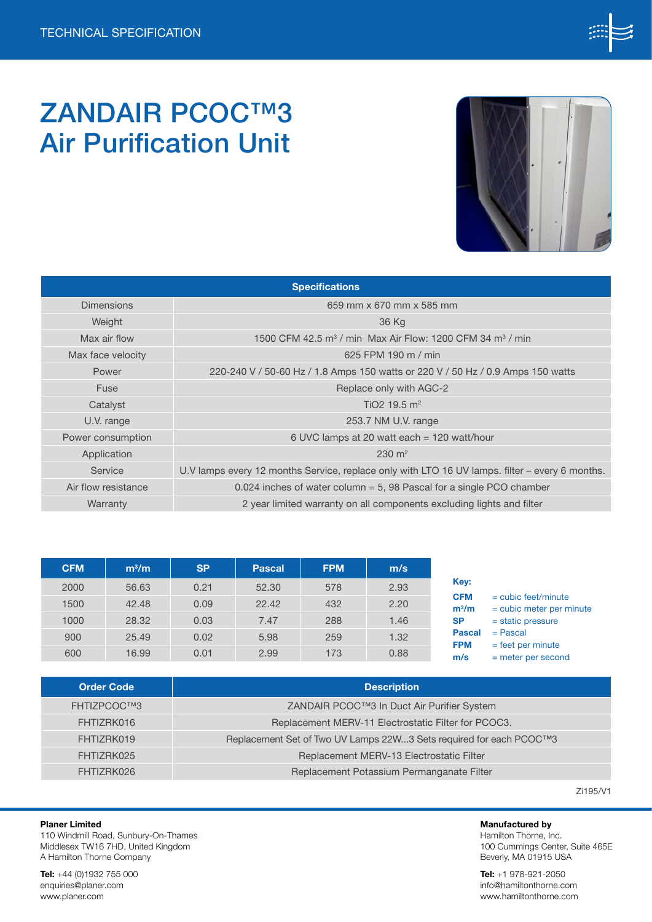TECHNICAL SPECIFICATION

# ZANDAIR PCOC™3
# Air Purification Unit

| Specifications | |
|---|---|
| Dimensions | 659 mm x 670 mm x 585 mm |
| Weight | 36 Kg |
| Max air flow | 1500 CFM 42.5 m³ / min  Max Air Flow: 1200 CFM 34 m³ / min |
| Max face velocity | 625 FPM 190 m / min |
| Power | 220-240 V / 50-60 Hz / 1.8 Amps 150 watts or 220 V / 50 Hz / 0.9 Amps 150 watts |
| Fuse | Replace only with AGC-2 |
| Catalyst | TiO2 19.5 m² |
| U.V. range | 253.7 NM U.V. range |
| Power consumption | 6 UVC lamps at 20 watt each = 120 watt/hour |
| Application | 230 m² |
| Service | U.V lamps every 12 months Service, replace only with LTO 16 UV lamps. filter – every 6 months. |
| Air flow resistance | 0.024 inches of water column = 5, 98 Pascal for a single PCO chamber |
| Warranty | 2 year limited warranty on all components excluding lights and filter |

| CFM | m³/m | SP | Pascal | FPM | m/s |
|---|---|---|---|---|---|
| 2000 | 56.63 | 0.21 | 52.30 | 578 | 2.93 |
| 1500 | 42.48 | 0.09 | 22.42 | 432 | 2.20 |
| 1000 | 28.32 | 0.03 | 7.47 | 288 | 1.46 |
| 900 | 25.49 | 0.02 | 5.98 | 259 | 1.32 |
| 600 | 16.99 | 0.01 | 2.99 | 173 | 0.88 |

**Key:**

- **CFM** = cubic feet/minute
- **m³/m** = cubic meter per minute
- **SP** = static pressure
- **Pascal** = Pascal
- **FPM** = feet per minute
- **m/s** = meter per second

| Order Code | Description |
|---|---|
| FHTIZPCOC™3 | ZANDAIR PCOC™3 In Duct Air Purifier System |
| FHTIZRK016 | Replacement MERV-11 Electrostatic Filter for PCOC3. |
| FHTIZRK019 | Replacement Set of Two UV Lamps 22W...3 Sets required for each PCOC™3 |
| FHTIZRK025 | Replacement MERV-13 Electrostatic Filter |
| FHTIZRK026 | Replacement Potassium Permanganate Filter |

Zi195/V1

**Planer Limited**
110 Windmill Road, Sunbury-On-Thames
Middlesex TW16 7HD, United Kingdom
A Hamilton Thorne Company

**Tel:** +44 (0)1932 755 000
enquiries@planer.com
www.planer.com

**Manufactured by**
Hamilton Thorne, Inc.
100 Cummings Center, Suite 465E
Beverly, MA 01915 USA

**Tel:** +1 978-921-2050
info@hamiltonthorne.com
www.hamiltonthorne.com